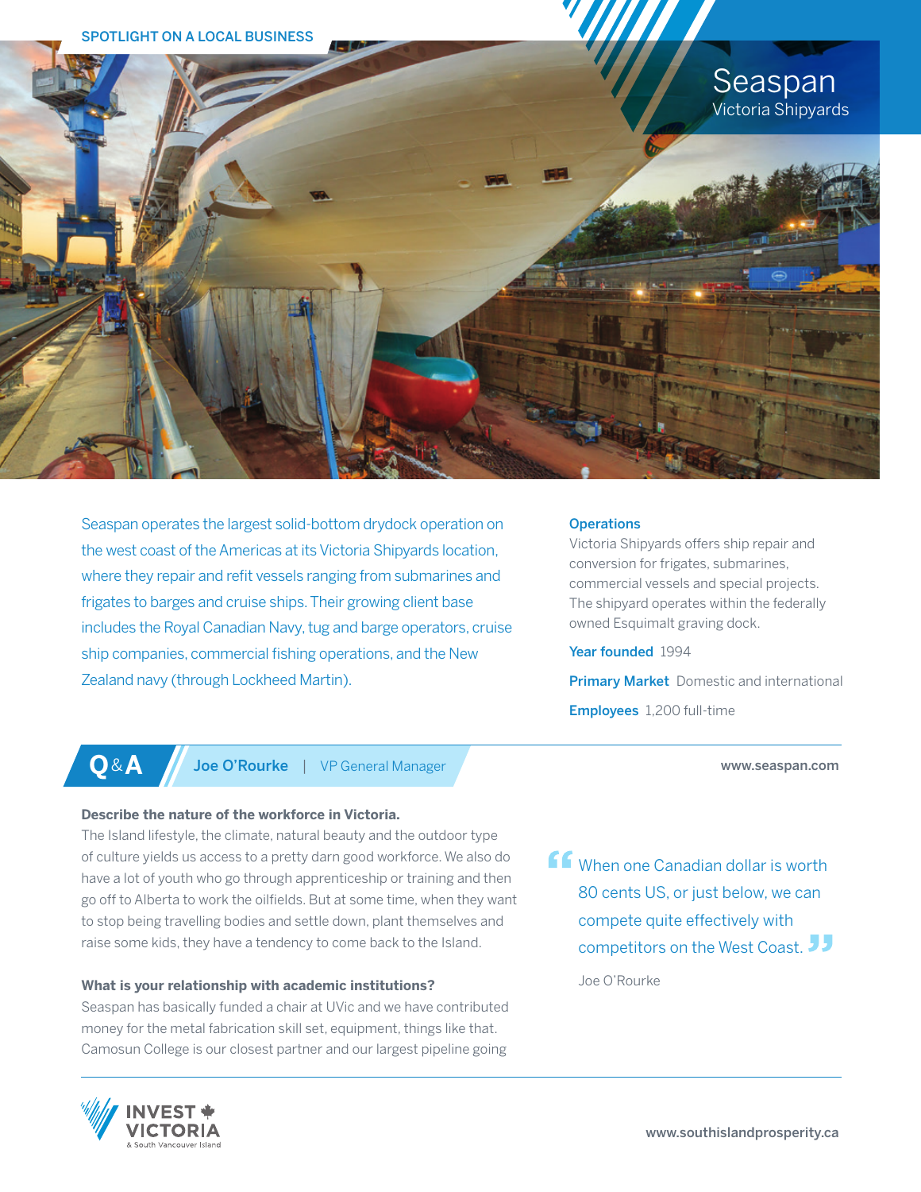SPOTLIGHT ON A LOCAL BUSINESS

# Seaspan

## Victoria Shipyards

Seaspan operates the largest solid-bottom drydock operation on the west coast of the Americas at its Victoria Shipyards location, where they repair and refit vessels ranging from submarines and frigates to barges and cruise ships. Their growing client base includes the Royal Canadian Navy, tug and barge operators, cruise ship companies, commercial fishing operations, and the New Zealand navy (through Lockheed Martin).

**Operations**
Victoria Shipyards offers ship repair and conversion for frigates, submarines, commercial vessels and special projects. The shipyard operates within the federally owned Esquimalt graving dock.

**Year founded** 1994

**Primary Market** Domestic and international

**Employees** 1,200 full-time

## Q&A

**Joe O'Rourke** | VP General Manager

www.seaspan.com

**Describe the nature of the workforce in Victoria.**
The Island lifestyle, the climate, natural beauty and the outdoor type of culture yields us access to a pretty darn good workforce. We also do have a lot of youth who go through apprenticeship or training and then go off to Alberta to work the oilfields. But at some time, when they want to stop being travelling bodies and settle down, plant themselves and raise some kids, they have a tendency to come back to the Island.

> “When one Canadian dollar is worth 80 cents US, or just below, we can compete quite effectively with competitors on the West Coast.”
>
> Joe O'Rourke

**What is your relationship with academic institutions?**
Seaspan has basically funded a chair at UVic and we have contributed money for the metal fabrication skill set, equipment, things like that. Camosun College is our closest partner and our largest pipeline going

INVEST VICTORIA & South Vancouver Island

www.southislandprosperity.ca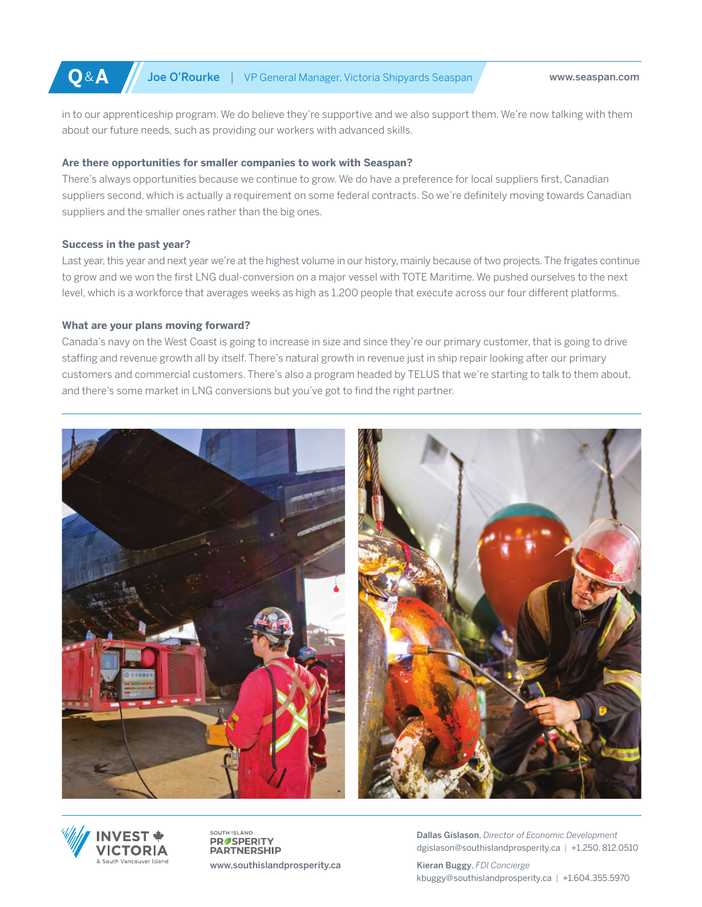in to our apprenticeship program. We do believe they're supportive and we also support them. We're now talking with them about our future needs, such as providing our workers with advanced skills.

**Are there opportunities for smaller companies to work with Seaspan?**

There's always opportunities because we continue to grow. We do have a preference for local suppliers first, Canadian suppliers second, which is actually a requirement on some federal contracts. So we're definitely moving towards Canadian suppliers and the smaller ones rather than the big ones.

**Success in the past year?**

Last year, this year and next year we're at the highest volume in our history, mainly because of two projects. The frigates continue to grow and we won the first LNG dual-conversion on a major vessel with TOTE Maritime. We pushed ourselves to the next level, which is a workforce that averages weeks as high as 1,200 people that execute across our four different platforms.

**What are your plans moving forward?**

Canada's navy on the West Coast is going to increase in size and since they're our primary customer, that is going to drive staffing and revenue growth all by itself. There's natural growth in revenue just in ship repair looking after our primary customers and commercial customers. There's also a program headed by TELUS that we're starting to talk to them about, and there's some market in LNG conversions but you've got to find the right partner.

INVEST VICTORIA & South Vancouver Island

SOUTH ISLAND PROSPERITY PARTNERSHIP
www.southislandprosperity.ca

**Dallas Gislason**, *Director of Economic Development*
dgislason@southislandprosperity.ca | +1.250. 812.0510

**Kieran Buggy**, *FDI Concierge*
kbuggy@southislandprosperity.ca | +1.604.355.5970